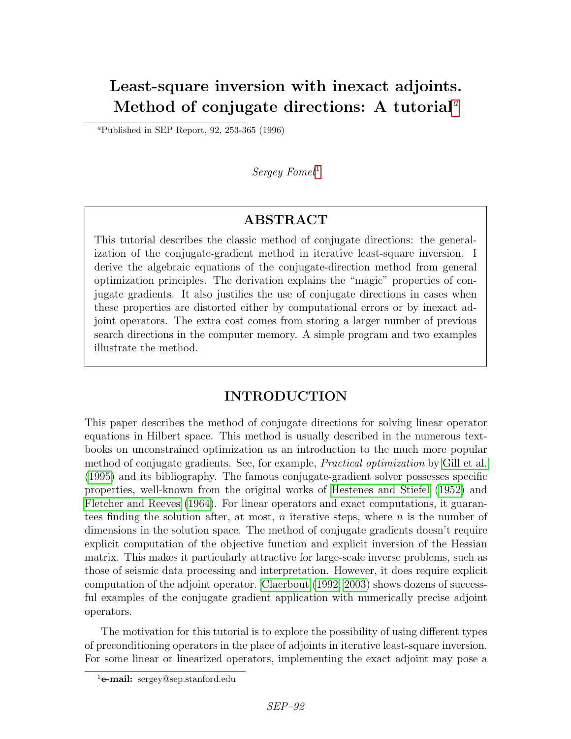# Least-square inversion with inexact adjoints. Method of conjugate directions: A tutorial[a]

[a]Published in SEP Report, 92, 253-365 (1996)

*Sergey Fomel*[1]

## ABSTRACT

This tutorial describes the classic method of conjugate directions: the generalization of the conjugate-gradient method in iterative least-square inversion. I derive the algebraic equations of the conjugate-direction method from general optimization principles. The derivation explains the "magic" properties of conjugate gradients. It also justifies the use of conjugate directions in cases when these properties are distorted either by computational errors or by inexact adjoint operators. The extra cost comes from storing a larger number of previous search directions in the computer memory. A simple program and two examples illustrate the method.

## INTRODUCTION

This paper describes the method of conjugate directions for solving linear operator equations in Hilbert space. This method is usually described in the numerous textbooks on unconstrained optimization as an introduction to the much more popular method of conjugate gradients. See, for example, *Practical optimization* by Gill et al. (1995) and its bibliography. The famous conjugate-gradient solver possesses specific properties, well-known from the original works of Hestenes and Stiefel (1952) and Fletcher and Reeves (1964). For linear operators and exact computations, it guarantees finding the solution after, at most, $n$ iterative steps, where $n$ is the number of dimensions in the solution space. The method of conjugate gradients doesn't require explicit computation of the objective function and explicit inversion of the Hessian matrix. This makes it particularly attractive for large-scale inverse problems, such as those of seismic data processing and interpretation. However, it does require explicit computation of the adjoint operator. Claerbout (1992, 2003) shows dozens of successful examples of the conjugate gradient application with numerically precise adjoint operators.

The motivation for this tutorial is to explore the possibility of using different types of preconditioning operators in the place of adjoints in iterative least-square inversion. For some linear or linearized operators, implementing the exact adjoint may pose a

[1]**e-mail:** sergey@sep.stanford.edu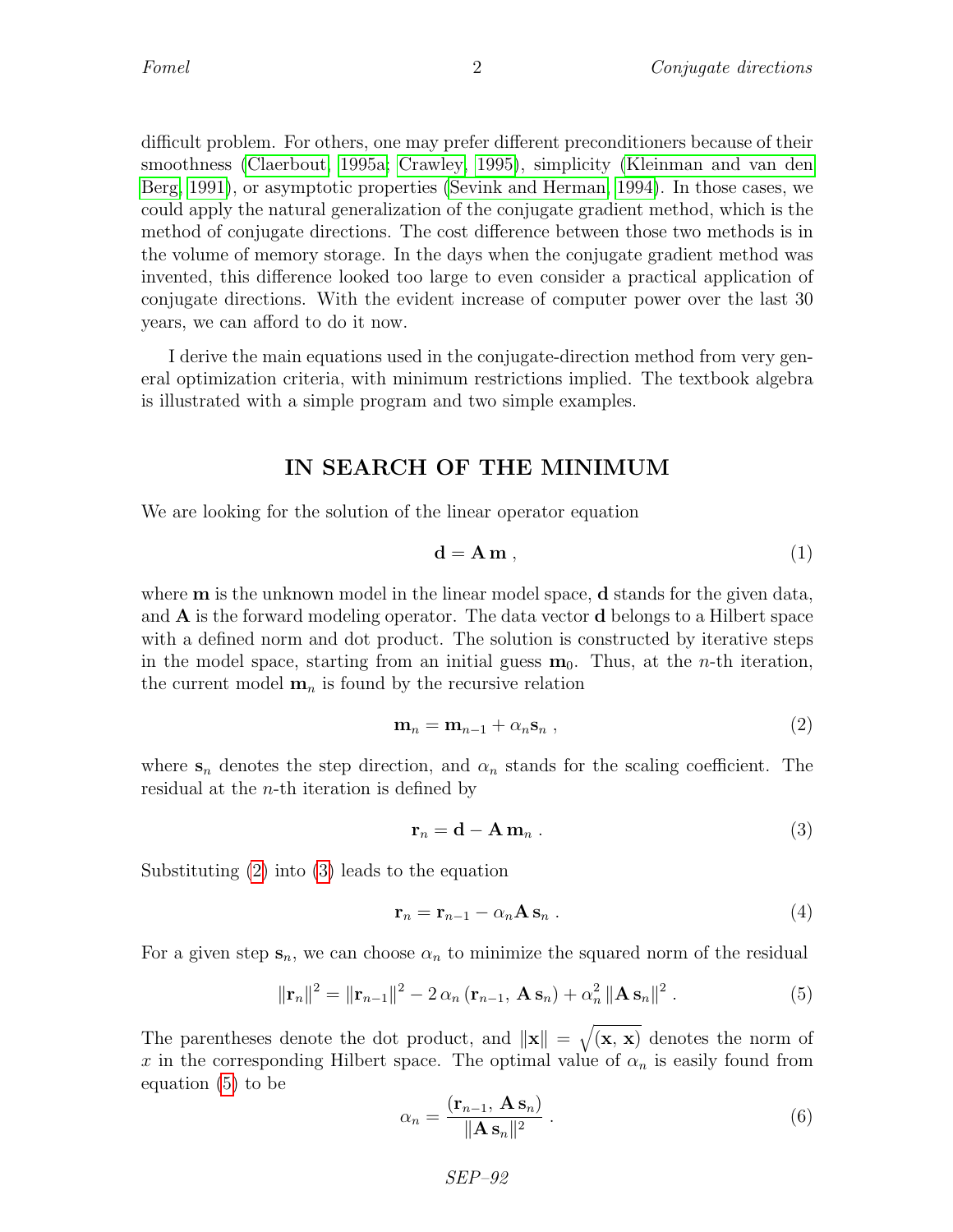difficult problem. For others, one may prefer different preconditioners because of their smoothness (Claerbout, 1995a; Crawley, 1995), simplicity (Kleinman and van den Berg, 1991), or asymptotic properties (Sevink and Herman, 1994). In those cases, we could apply the natural generalization of the conjugate gradient method, which is the method of conjugate directions. The cost difference between those two methods is in the volume of memory storage. In the days when the conjugate gradient method was invented, this difference looked too large to even consider a practical application of conjugate directions. With the evident increase of computer power over the last 30 years, we can afford to do it now.

I derive the main equations used in the conjugate-direction method from very general optimization criteria, with minimum restrictions implied. The textbook algebra is illustrated with a simple program and two simple examples.

## IN SEARCH OF THE MINIMUM

We are looking for the solution of the linear operator equation

$$\mathbf{d} = \mathbf{A}\,\mathbf{m}\;, \tag{1}$$

where $\mathbf{m}$ is the unknown model in the linear model space, $\mathbf{d}$ stands for the given data, and $\mathbf{A}$ is the forward modeling operator. The data vector $\mathbf{d}$ belongs to a Hilbert space with a defined norm and dot product. The solution is constructed by iterative steps in the model space, starting from an initial guess $\mathbf{m}_0$. Thus, at the $n$-th iteration, the current model $\mathbf{m}_n$ is found by the recursive relation

$$\mathbf{m}_n = \mathbf{m}_{n-1} + \alpha_n \mathbf{s}_n\;, \tag{2}$$

where $\mathbf{s}_n$ denotes the step direction, and $\alpha_n$ stands for the scaling coefficient. The residual at the $n$-th iteration is defined by

$$\mathbf{r}_n = \mathbf{d} - \mathbf{A}\,\mathbf{m}_n\;. \tag{3}$$

Substituting (2) into (3) leads to the equation

$$\mathbf{r}_n = \mathbf{r}_{n-1} - \alpha_n \mathbf{A}\,\mathbf{s}_n\;. \tag{4}$$

For a given step $\mathbf{s}_n$, we can choose $\alpha_n$ to minimize the squared norm of the residual

$$\|\mathbf{r}_n\|^2 = \|\mathbf{r}_{n-1}\|^2 - 2\,\alpha_n\,(\mathbf{r}_{n-1},\,\mathbf{A}\,\mathbf{s}_n) + \alpha_n^2\,\|\mathbf{A}\,\mathbf{s}_n\|^2\;. \tag{5}$$

The parentheses denote the dot product, and $\|\mathbf{x}\| = \sqrt{(\mathbf{x},\,\mathbf{x})}$ denotes the norm of $x$ in the corresponding Hilbert space. The optimal value of $\alpha_n$ is easily found from equation (5) to be

$$\alpha_n = \frac{(\mathbf{r}_{n-1},\,\mathbf{A}\,\mathbf{s}_n)}{\|\mathbf{A}\,\mathbf{s}_n\|^2}\;. \tag{6}$$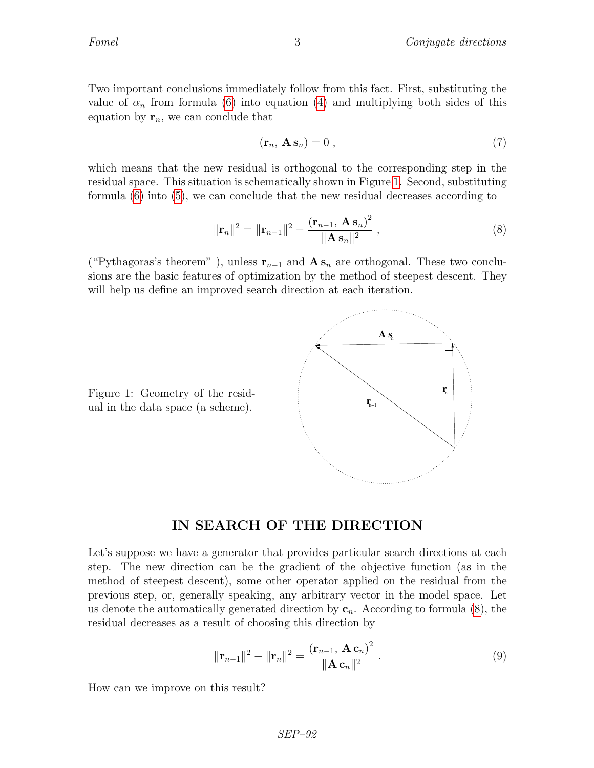Two important conclusions immediately follow from this fact. First, substituting the value of $\alpha_n$ from formula (6) into equation (4) and multiplying both sides of this equation by $\mathbf{r}_n$, we can conclude that

$$(\mathbf{r}_n,\, \mathbf{A}\,\mathbf{s}_n) = 0 \;, \tag{7}$$

which means that the new residual is orthogonal to the corresponding step in the residual space. This situation is schematically shown in Figure 1. Second, substituting formula (6) into (5), we can conclude that the new residual decreases according to

$$\|\mathbf{r}_n\|^2 = \|\mathbf{r}_{n-1}\|^2 - \frac{(\mathbf{r}_{n-1},\, \mathbf{A}\,\mathbf{s}_n)^2}{\|\mathbf{A}\,\mathbf{s}_n\|^2} \;, \tag{8}$$

("Pythagoras's theorem" ), unless $\mathbf{r}_{n-1}$ and $\mathbf{A}\,\mathbf{s}_n$ are orthogonal. These two conclusions are the basic features of optimization by the method of steepest descent. They will help us define an improved search direction at each iteration.

Figure 1: Geometry of the residual in the data space (a scheme).

## IN SEARCH OF THE DIRECTION

Let's suppose we have a generator that provides particular search directions at each step. The new direction can be the gradient of the objective function (as in the method of steepest descent), some other operator applied on the residual from the previous step, or, generally speaking, any arbitrary vector in the model space. Let us denote the automatically generated direction by $\mathbf{c}_n$. According to formula (8), the residual decreases as a result of choosing this direction by

$$\|\mathbf{r}_{n-1}\|^2 - \|\mathbf{r}_n\|^2 = \frac{(\mathbf{r}_{n-1},\, \mathbf{A}\,\mathbf{c}_n)^2}{\|\mathbf{A}\,\mathbf{c}_n\|^2} \;. \tag{9}$$

How can we improve on this result?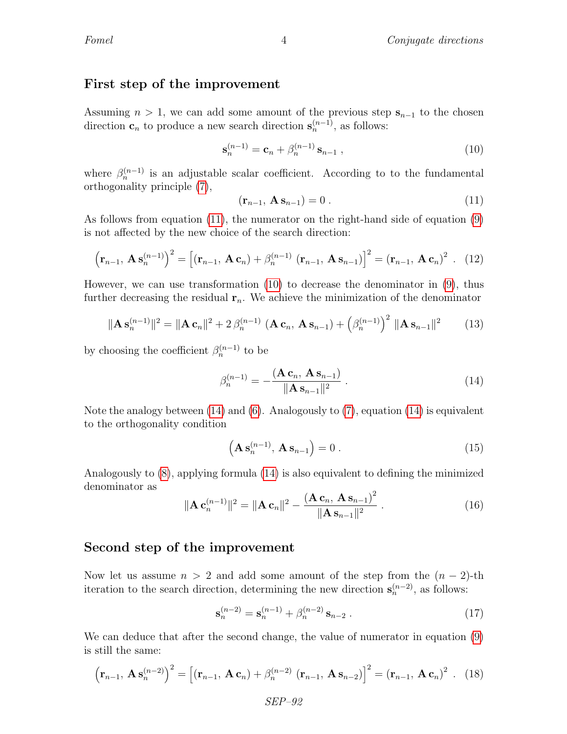## First step of the improvement

Assuming $n > 1$, we can add some amount of the previous step $\mathbf{s}_{n-1}$ to the chosen direction $\mathbf{c}_n$ to produce a new search direction $\mathbf{s}_n^{(n-1)}$, as follows:

$$\mathbf{s}_n^{(n-1)} = \mathbf{c}_n + \beta_n^{(n-1)}\,\mathbf{s}_{n-1}\ , \tag{10}$$

where $\beta_n^{(n-1)}$ is an adjustable scalar coefficient. According to to the fundamental orthogonality principle (7),

$$(\mathbf{r}_{n-1},\,\mathbf{A}\,\mathbf{s}_{n-1}) = 0\ . \tag{11}$$

As follows from equation (11), the numerator on the right-hand side of equation (9) is not affected by the new choice of the search direction:

$$\left(\mathbf{r}_{n-1},\,\mathbf{A}\,\mathbf{s}_n^{(n-1)}\right)^2 = \left[(\mathbf{r}_{n-1},\,\mathbf{A}\,\mathbf{c}_n) + \beta_n^{(n-1)}\,(\mathbf{r}_{n-1},\,\mathbf{A}\,\mathbf{s}_{n-1})\right]^2 = (\mathbf{r}_{n-1},\,\mathbf{A}\,\mathbf{c}_n)^2\ . \tag{12}$$

However, we can use transformation (10) to decrease the denominator in (9), thus further decreasing the residual $\mathbf{r}_n$. We achieve the minimization of the denominator

$$\|\mathbf{A}\,\mathbf{s}_n^{(n-1)}\|^2 = \|\mathbf{A}\,\mathbf{c}_n\|^2 + 2\,\beta_n^{(n-1)}\,(\mathbf{A}\,\mathbf{c}_n,\,\mathbf{A}\,\mathbf{s}_{n-1}) + \left(\beta_n^{(n-1)}\right)^2\,\|\mathbf{A}\,\mathbf{s}_{n-1}\|^2 \tag{13}$$

by choosing the coefficient $\beta_n^{(n-1)}$ to be

$$\beta_n^{(n-1)} = -\frac{(\mathbf{A}\,\mathbf{c}_n,\,\mathbf{A}\,\mathbf{s}_{n-1})}{\|\mathbf{A}\,\mathbf{s}_{n-1}\|^2}\ . \tag{14}$$

Note the analogy between (14) and (6). Analogously to (7), equation (14) is equivalent to the orthogonality condition

$$\left(\mathbf{A}\,\mathbf{s}_n^{(n-1)},\,\mathbf{A}\,\mathbf{s}_{n-1}\right) = 0\ . \tag{15}$$

Analogously to (8), applying formula (14) is also equivalent to defining the minimized denominator as

$$\|\mathbf{A}\,\mathbf{c}_n^{(n-1)}\|^2 = \|\mathbf{A}\,\mathbf{c}_n\|^2 - \frac{(\mathbf{A}\,\mathbf{c}_n,\,\mathbf{A}\,\mathbf{s}_{n-1})^2}{\|\mathbf{A}\,\mathbf{s}_{n-1}\|^2}\ . \tag{16}$$

## Second step of the improvement

Now let us assume $n > 2$ and add some amount of the step from the $(n-2)$-th iteration to the search direction, determining the new direction $\mathbf{s}_n^{(n-2)}$, as follows:

$$\mathbf{s}_n^{(n-2)} = \mathbf{s}_n^{(n-1)} + \beta_n^{(n-2)}\,\mathbf{s}_{n-2}\ . \tag{17}$$

We can deduce that after the second change, the value of numerator in equation (9) is still the same:

$$\left(\mathbf{r}_{n-1},\,\mathbf{A}\,\mathbf{s}_n^{(n-2)}\right)^2 = \left[(\mathbf{r}_{n-1},\,\mathbf{A}\,\mathbf{c}_n) + \beta_n^{(n-2)}\,(\mathbf{r}_{n-1},\,\mathbf{A}\,\mathbf{s}_{n-2})\right]^2 = (\mathbf{r}_{n-1},\,\mathbf{A}\,\mathbf{c}_n)^2\ . \tag{18}$$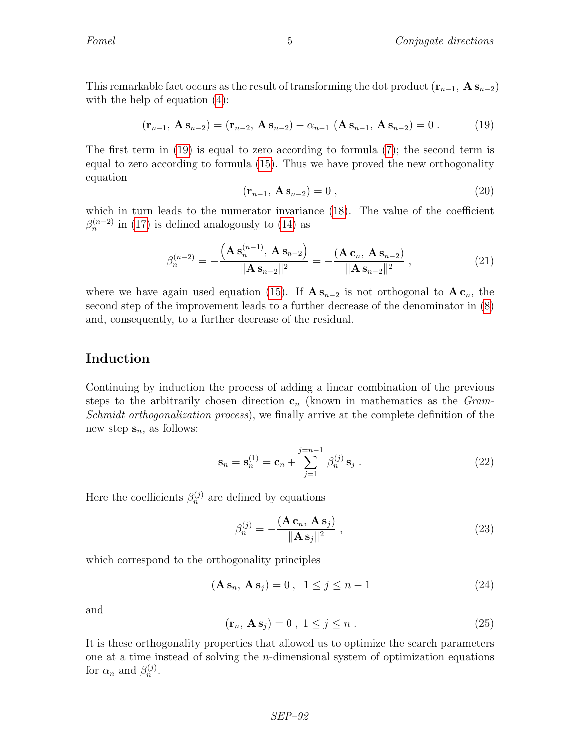This remarkable fact occurs as the result of transforming the dot product $(\mathbf{r}_{n-1},\ \mathbf{A}\,\mathbf{s}_{n-2})$ with the help of equation (4):

$$(\mathbf{r}_{n-1},\ \mathbf{A}\,\mathbf{s}_{n-2}) = (\mathbf{r}_{n-2},\ \mathbf{A}\,\mathbf{s}_{n-2}) - \alpha_{n-1}\ (\mathbf{A}\,\mathbf{s}_{n-1},\ \mathbf{A}\,\mathbf{s}_{n-2}) = 0\ . \tag{19}$$

The first term in (19) is equal to zero according to formula (7); the second term is equal to zero according to formula (15). Thus we have proved the new orthogonality equation

$$(\mathbf{r}_{n-1},\ \mathbf{A}\,\mathbf{s}_{n-2}) = 0\ , \tag{20}$$

which in turn leads to the numerator invariance (18). The value of the coefficient $\beta_n^{(n-2)}$ in (17) is defined analogously to (14) as

$$\beta_n^{(n-2)} = -\frac{\left(\mathbf{A}\,\mathbf{s}_n^{(n-1)},\ \mathbf{A}\,\mathbf{s}_{n-2}\right)}{\|\mathbf{A}\,\mathbf{s}_{n-2}\|^2} = -\frac{(\mathbf{A}\,\mathbf{c}_n,\ \mathbf{A}\,\mathbf{s}_{n-2})}{\|\mathbf{A}\,\mathbf{s}_{n-2}\|^2}\ , \tag{21}$$

where we have again used equation (15). If $\mathbf{A}\,\mathbf{s}_{n-2}$ is not orthogonal to $\mathbf{A}\,\mathbf{c}_n$, the second step of the improvement leads to a further decrease of the denominator in (8) and, consequently, to a further decrease of the residual.

## Induction

Continuing by induction the process of adding a linear combination of the previous steps to the arbitrarily chosen direction $\mathbf{c}_n$ (known in mathematics as the *Gram-Schmidt orthogonalization process*), we finally arrive at the complete definition of the new step $\mathbf{s}_n$, as follows:

$$\mathbf{s}_n = \mathbf{s}_n^{(1)} = \mathbf{c}_n + \sum_{j=1}^{j=n-1}\ \beta_n^{(j)}\,\mathbf{s}_j\ . \tag{22}$$

Here the coefficients $\beta_n^{(j)}$ are defined by equations

$$\beta_n^{(j)} = -\frac{(\mathbf{A}\,\mathbf{c}_n,\ \mathbf{A}\,\mathbf{s}_j)}{\|\mathbf{A}\,\mathbf{s}_j\|^2}\ , \tag{23}$$

which correspond to the orthogonality principles

$$(\mathbf{A}\,\mathbf{s}_n,\ \mathbf{A}\,\mathbf{s}_j) = 0\ ,\ \ 1 \le j \le n-1 \tag{24}$$

and

$$(\mathbf{r}_n,\ \mathbf{A}\,\mathbf{s}_j) = 0\ ,\ 1 \le j \le n\ . \tag{25}$$

It is these orthogonality properties that allowed us to optimize the search parameters one at a time instead of solving the $n$-dimensional system of optimization equations for $\alpha_n$ and $\beta_n^{(j)}$.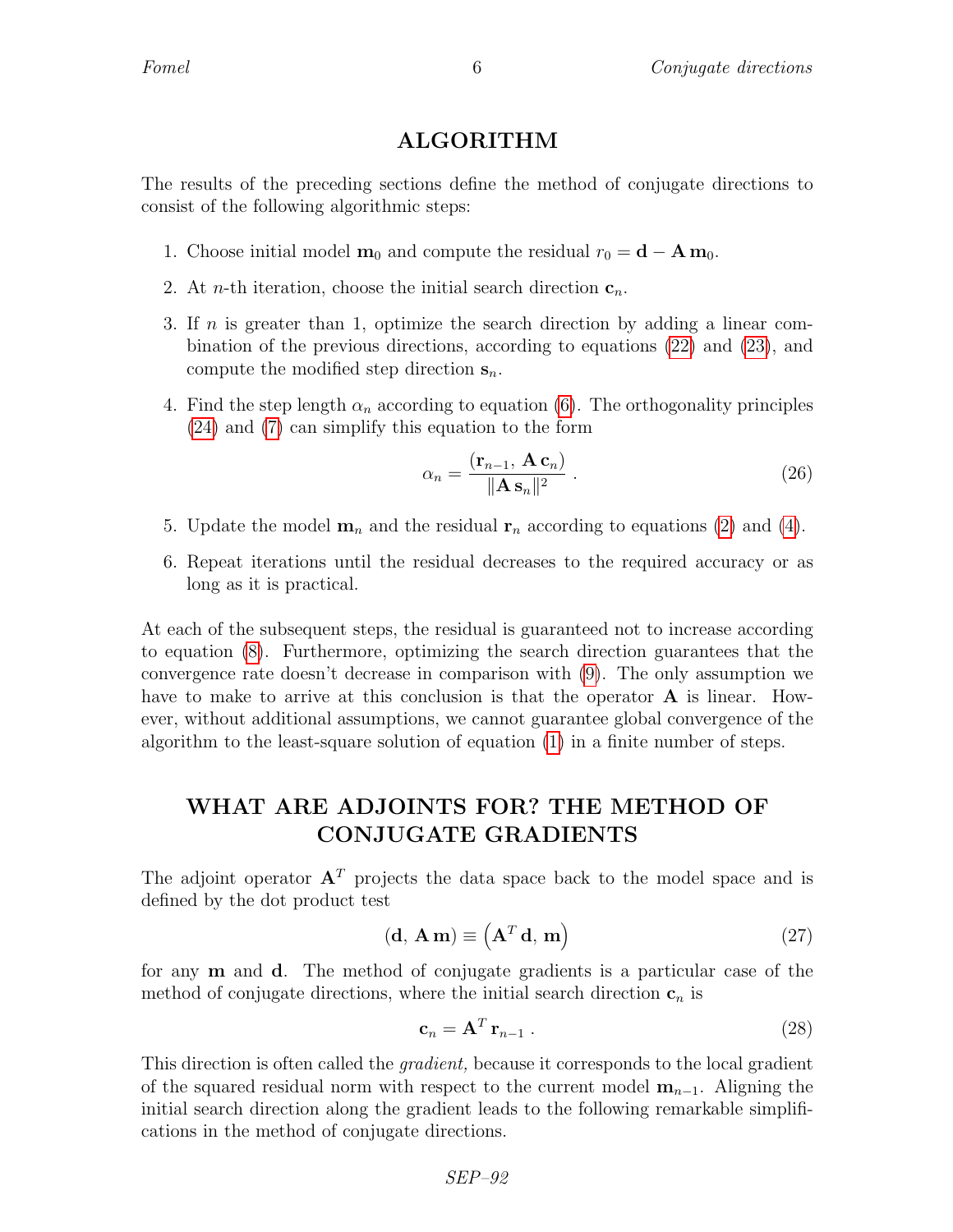## ALGORITHM

The results of the preceding sections define the method of conjugate directions to consist of the following algorithmic steps:

1. Choose initial model $\mathbf{m}_0$ and compute the residual $r_0 = \mathbf{d} - \mathbf{A}\,\mathbf{m}_0$.
2. At $n$-th iteration, choose the initial search direction $\mathbf{c}_n$.
3. If $n$ is greater than 1, optimize the search direction by adding a linear combination of the previous directions, according to equations (22) and (23), and compute the modified step direction $\mathbf{s}_n$.
4. Find the step length $\alpha_n$ according to equation (6). The orthogonality principles (24) and (7) can simplify this equation to the form
$$\alpha_n = \frac{(\mathbf{r}_{n-1},\, \mathbf{A}\,\mathbf{c}_n)}{\|\mathbf{A}\,\mathbf{s}_n\|^2}\ . \tag{26}$$
5. Update the model $\mathbf{m}_n$ and the residual $\mathbf{r}_n$ according to equations (2) and (4).
6. Repeat iterations until the residual decreases to the required accuracy or as long as it is practical.

At each of the subsequent steps, the residual is guaranteed not to increase according to equation (8). Furthermore, optimizing the search direction guarantees that the convergence rate doesn't decrease in comparison with (9). The only assumption we have to make to arrive at this conclusion is that the operator $\mathbf{A}$ is linear. However, without additional assumptions, we cannot guarantee global convergence of the algorithm to the least-square solution of equation (1) in a finite number of steps.

## WHAT ARE ADJOINTS FOR? THE METHOD OF CONJUGATE GRADIENTS

The adjoint operator $\mathbf{A}^T$ projects the data space back to the model space and is defined by the dot product test

$$(\mathbf{d},\, \mathbf{A}\,\mathbf{m}) \equiv \left(\mathbf{A}^T\,\mathbf{d},\, \mathbf{m}\right) \tag{27}$$

for any $\mathbf{m}$ and $\mathbf{d}$. The method of conjugate gradients is a particular case of the method of conjugate directions, where the initial search direction $\mathbf{c}_n$ is

$$\mathbf{c}_n = \mathbf{A}^T\,\mathbf{r}_{n-1}\ . \tag{28}$$

This direction is often called the *gradient,* because it corresponds to the local gradient of the squared residual norm with respect to the current model $\mathbf{m}_{n-1}$. Aligning the initial search direction along the gradient leads to the following remarkable simplifications in the method of conjugate directions.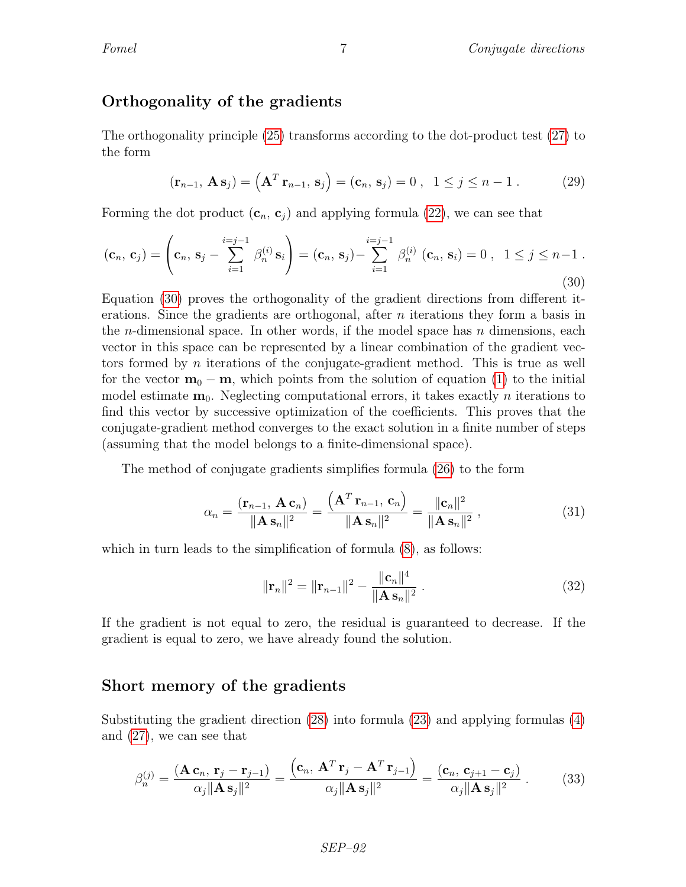## Orthogonality of the gradients

The orthogonality principle (25) transforms according to the dot-product test (27) to the form

$$\left(\mathbf{r}_{n-1},\, \mathbf{A}\,\mathbf{s}_j\right) = \left(\mathbf{A}^T\,\mathbf{r}_{n-1},\, \mathbf{s}_j\right) = \left(\mathbf{c}_n,\, \mathbf{s}_j\right) = 0\;,\;\; 1 \leq j \leq n-1\;. \tag{29}$$

Forming the dot product $(\mathbf{c}_n,\, \mathbf{c}_j)$ and applying formula (22), we can see that

$$\left(\mathbf{c}_n,\, \mathbf{c}_j\right) = \left(\mathbf{c}_n,\, \mathbf{s}_j - \sum_{i=1}^{i=j-1} \beta_n^{(i)}\,\mathbf{s}_i\right) = \left(\mathbf{c}_n,\, \mathbf{s}_j\right) - \sum_{i=1}^{i=j-1} \beta_n^{(i)}\,\left(\mathbf{c}_n,\, \mathbf{s}_i\right) = 0\;,\;\; 1 \leq j \leq n-1\;. \tag{30}$$

Equation (30) proves the orthogonality of the gradient directions from different iterations. Since the gradients are orthogonal, after $n$ iterations they form a basis in the $n$-dimensional space. In other words, if the model space has $n$ dimensions, each vector in this space can be represented by a linear combination of the gradient vectors formed by $n$ iterations of the conjugate-gradient method. This is true as well for the vector $\mathbf{m}_0 - \mathbf{m}$, which points from the solution of equation (1) to the initial model estimate $\mathbf{m}_0$. Neglecting computational errors, it takes exactly $n$ iterations to find this vector by successive optimization of the coefficients. This proves that the conjugate-gradient method converges to the exact solution in a finite number of steps (assuming that the model belongs to a finite-dimensional space).

The method of conjugate gradients simplifies formula (26) to the form

$$\alpha_n = \frac{\left(\mathbf{r}_{n-1},\, \mathbf{A}\,\mathbf{c}_n\right)}{\|\mathbf{A}\,\mathbf{s}_n\|^2} = \frac{\left(\mathbf{A}^T\,\mathbf{r}_{n-1},\, \mathbf{c}_n\right)}{\|\mathbf{A}\,\mathbf{s}_n\|^2} = \frac{\|\mathbf{c}_n\|^2}{\|\mathbf{A}\,\mathbf{s}_n\|^2}\;, \tag{31}$$

which in turn leads to the simplification of formula (8), as follows:

$$\|\mathbf{r}_n\|^2 = \|\mathbf{r}_{n-1}\|^2 - \frac{\|\mathbf{c}_n\|^4}{\|\mathbf{A}\,\mathbf{s}_n\|^2}\;. \tag{32}$$

If the gradient is not equal to zero, the residual is guaranteed to decrease. If the gradient is equal to zero, we have already found the solution.

## Short memory of the gradients

Substituting the gradient direction (28) into formula (23) and applying formulas (4) and (27), we can see that

$$\beta_n^{(j)} = \frac{\left(\mathbf{A}\,\mathbf{c}_n,\, \mathbf{r}_j - \mathbf{r}_{j-1}\right)}{\alpha_j \|\mathbf{A}\,\mathbf{s}_j\|^2} = \frac{\left(\mathbf{c}_n,\, \mathbf{A}^T\,\mathbf{r}_j - \mathbf{A}^T\,\mathbf{r}_{j-1}\right)}{\alpha_j \|\mathbf{A}\,\mathbf{s}_j\|^2} = \frac{\left(\mathbf{c}_n,\, \mathbf{c}_{j+1} - \mathbf{c}_j\right)}{\alpha_j \|\mathbf{A}\,\mathbf{s}_j\|^2}\;. \tag{33}$$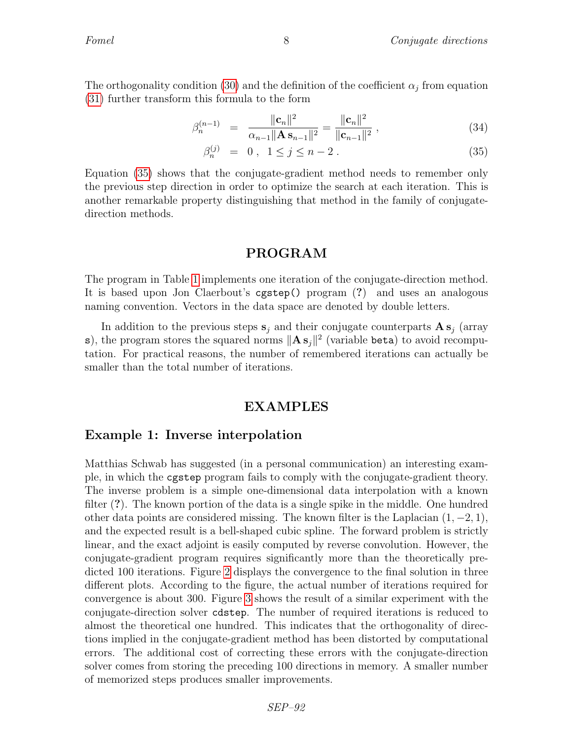The orthogonality condition (30) and the definition of the coefficient $\alpha_j$ from equation (31) further transform this formula to the form

$$\beta_n^{(n-1)} = \frac{\|\mathbf{c}_n\|^2}{\alpha_{n-1}\|\mathbf{A}\,\mathbf{s}_{n-1}\|^2} = \frac{\|\mathbf{c}_n\|^2}{\|\mathbf{c}_{n-1}\|^2}\,, \tag{34}$$

$$\beta_n^{(j)} = 0\,,\ \ 1 \leq j \leq n-2\,. \tag{35}$$

Equation (35) shows that the conjugate-gradient method needs to remember only the previous step direction in order to optimize the search at each iteration. This is another remarkable property distinguishing that method in the family of conjugate-direction methods.

## PROGRAM

The program in Table 1 implements one iteration of the conjugate-direction method. It is based upon Jon Claerbout's `cgstep()` program (?) and uses an analogous naming convention. Vectors in the data space are denoted by double letters.

In addition to the previous steps $\mathbf{s}_j$ and their conjugate counterparts $\mathbf{A}\,\mathbf{s}_j$ (array `s`), the program stores the squared norms $\|\mathbf{A}\,\mathbf{s}_j\|^2$ (variable `beta`) to avoid recomputation. For practical reasons, the number of remembered iterations can actually be smaller than the total number of iterations.

## EXAMPLES

### Example 1: Inverse interpolation

Matthias Schwab has suggested (in a personal communication) an interesting example, in which the `cgstep` program fails to comply with the conjugate-gradient theory. The inverse problem is a simple one-dimensional data interpolation with a known filter (?). The known portion of the data is a single spike in the middle. One hundred other data points are considered missing. The known filter is the Laplacian $(1, -2, 1)$, and the expected result is a bell-shaped cubic spline. The forward problem is strictly linear, and the exact adjoint is easily computed by reverse convolution. However, the conjugate-gradient program requires significantly more than the theoretically predicted 100 iterations. Figure 2 displays the convergence to the final solution in three different plots. According to the figure, the actual number of iterations required for convergence is about 300. Figure 3 shows the result of a similar experiment with the conjugate-direction solver `cdstep`. The number of required iterations is reduced to almost the theoretical one hundred. This indicates that the orthogonality of directions implied in the conjugate-gradient method has been distorted by computational errors. The additional cost of correcting these errors with the conjugate-direction solver comes from storing the preceding 100 directions in memory. A smaller number of memorized steps produces smaller improvements.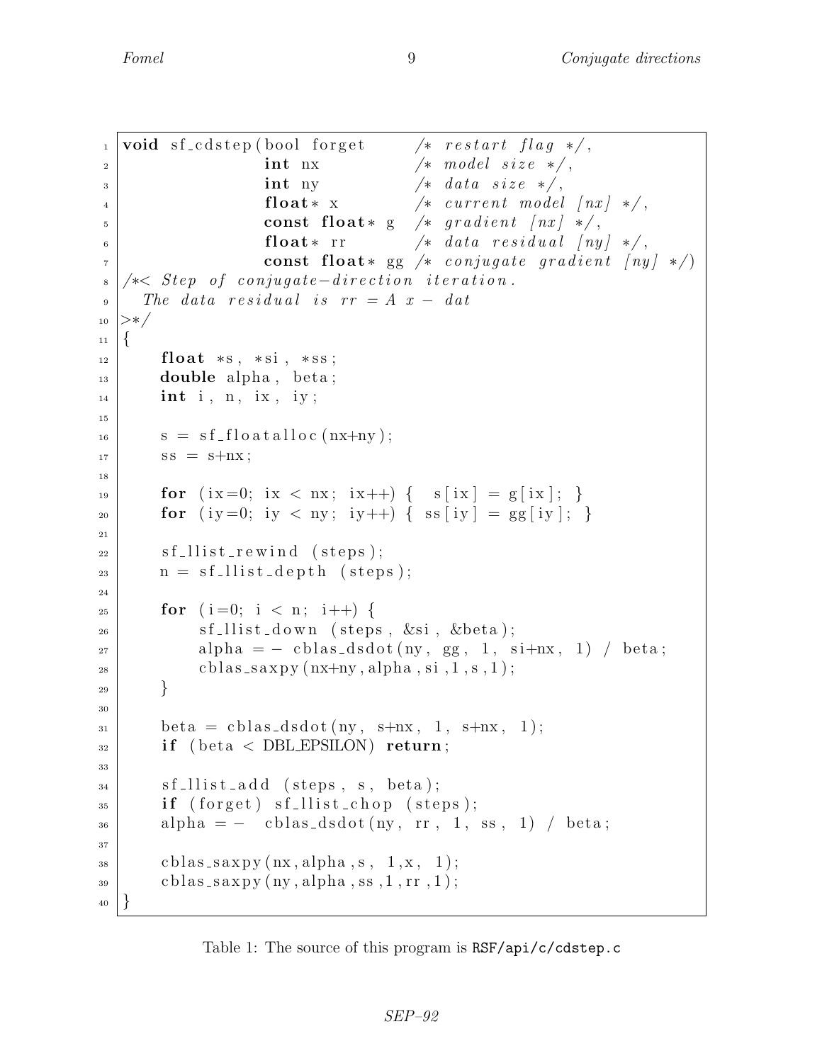```c
void sf_cdstep(bool forget     /* restart flag */,
               int nx          /* model size */,
               int ny          /* data size */,
               float* x        /* current model [nx] */,
               const float* g  /* gradient [nx] */,
               float* rr       /* data residual [ny] */,
               const float* gg /* conjugate gradient [ny] */)
/*< Step of conjugate-direction iteration.
  The data residual is rr = A x - dat
>*/
{
    float *s, *si, *ss;
    double alpha, beta;
    int i, n, ix, iy;

    s = sf_floatalloc(nx+ny);
    ss = s+nx;

    for (ix=0; ix < nx; ix++) {  s[ix] = g[ix]; }
    for (iy=0; iy < ny; iy++) { ss[iy] = gg[iy]; }

    sf_llist_rewind (steps);
    n = sf_llist_depth (steps);

    for (i=0; i < n; i++) {
        sf_llist_down (steps, &si, &beta);
        alpha = - cblas_dsdot(ny, gg, 1, si+nx, 1) / beta;
        cblas_saxpy(nx+ny,alpha,si,1,s,1);
    }

    beta = cblas_dsdot(ny, s+nx, 1, s+nx, 1);
    if (beta < DBL_EPSILON) return;

    sf_llist_add (steps, s, beta);
    if (forget) sf_llist_chop (steps);
    alpha = -  cblas_dsdot(ny, rr, 1, ss, 1) / beta;

    cblas_saxpy(nx,alpha,s, 1,x, 1);
    cblas_saxpy(ny,alpha,ss,1,rr,1);
}
```

Table 1: The source of this program is RSF/api/c/cdstep.c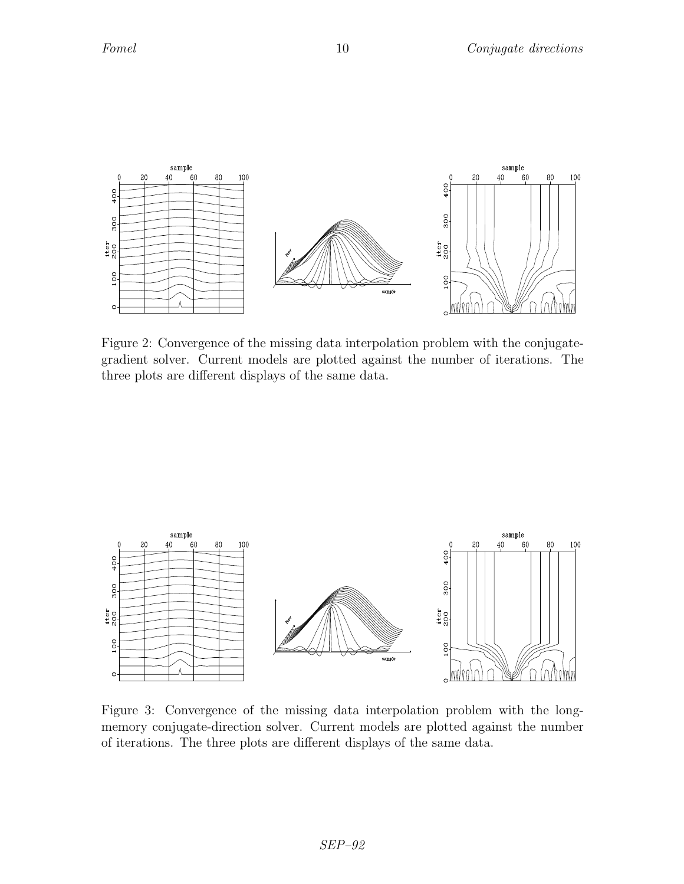Figure 2: Convergence of the missing data interpolation problem with the conjugate-gradient solver. Current models are plotted against the number of iterations. The three plots are different displays of the same data.

Figure 3: Convergence of the missing data interpolation problem with the long-memory conjugate-direction solver. Current models are plotted against the number of iterations. The three plots are different displays of the same data.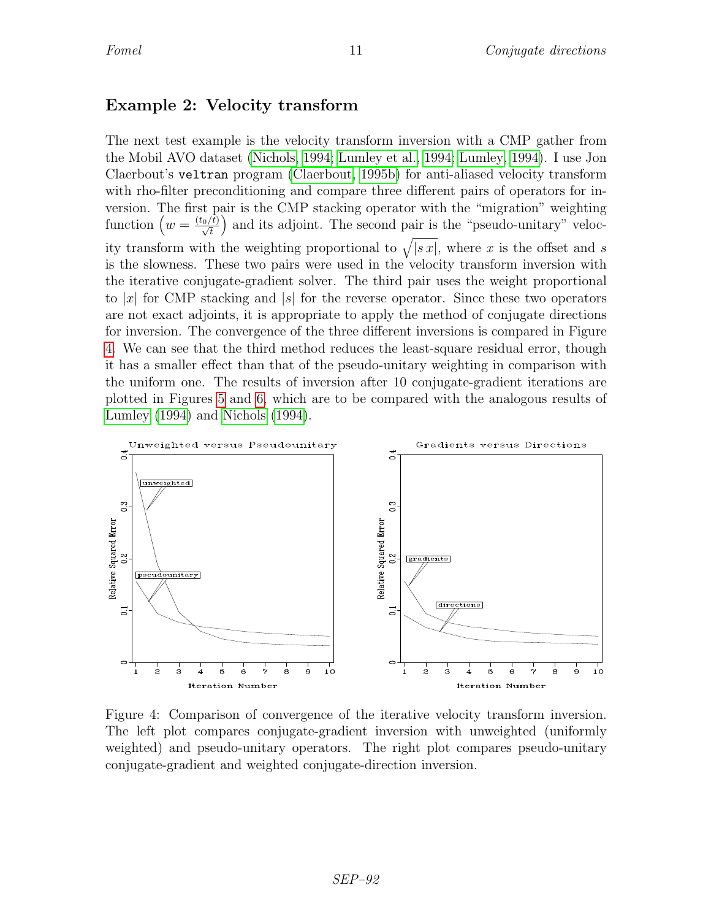## Example 2: Velocity transform

The next test example is the velocity transform inversion with a CMP gather from the Mobil AVO dataset (Nichols, 1994; Lumley et al., 1994; Lumley, 1994). I use Jon Claerbout's `veltran` program (Claerbout, 1995b) for anti-aliased velocity transform with rho-filter preconditioning and compare three different pairs of operators for inversion. The first pair is the CMP stacking operator with the "migration" weighting function $\left(w = \frac{(t_0/t)}{\sqrt{t}}\right)$ and its adjoint. The second pair is the "pseudo-unitary" velocity transform with the weighting proportional to $\sqrt{|s\,x|}$, where $x$ is the offset and $s$ is the slowness. These two pairs were used in the velocity transform inversion with the iterative conjugate-gradient solver. The third pair uses the weight proportional to $|x|$ for CMP stacking and $|s|$ for the reverse operator. Since these two operators are not exact adjoints, it is appropriate to apply the method of conjugate directions for inversion. The convergence of the three different inversions is compared in Figure 4. We can see that the third method reduces the least-square residual error, though it has a smaller effect than that of the pseudo-unitary weighting in comparison with the uniform one. The results of inversion after 10 conjugate-gradient iterations are plotted in Figures 5 and 6, which are to be compared with the analogous results of Lumley (1994) and Nichols (1994).

Figure 4: Comparison of convergence of the iterative velocity transform inversion. The left plot compares conjugate-gradient inversion with unweighted (uniformly weighted) and pseudo-unitary operators. The right plot compares pseudo-unitary conjugate-gradient and weighted conjugate-direction inversion.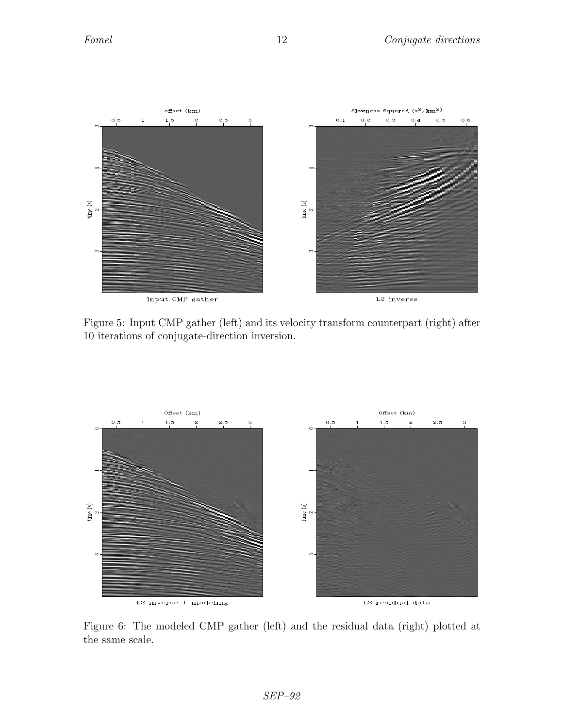Figure 5: Input CMP gather (left) and its velocity transform counterpart (right) after 10 iterations of conjugate-direction inversion.

Figure 6: The modeled CMP gather (left) and the residual data (right) plotted at the same scale.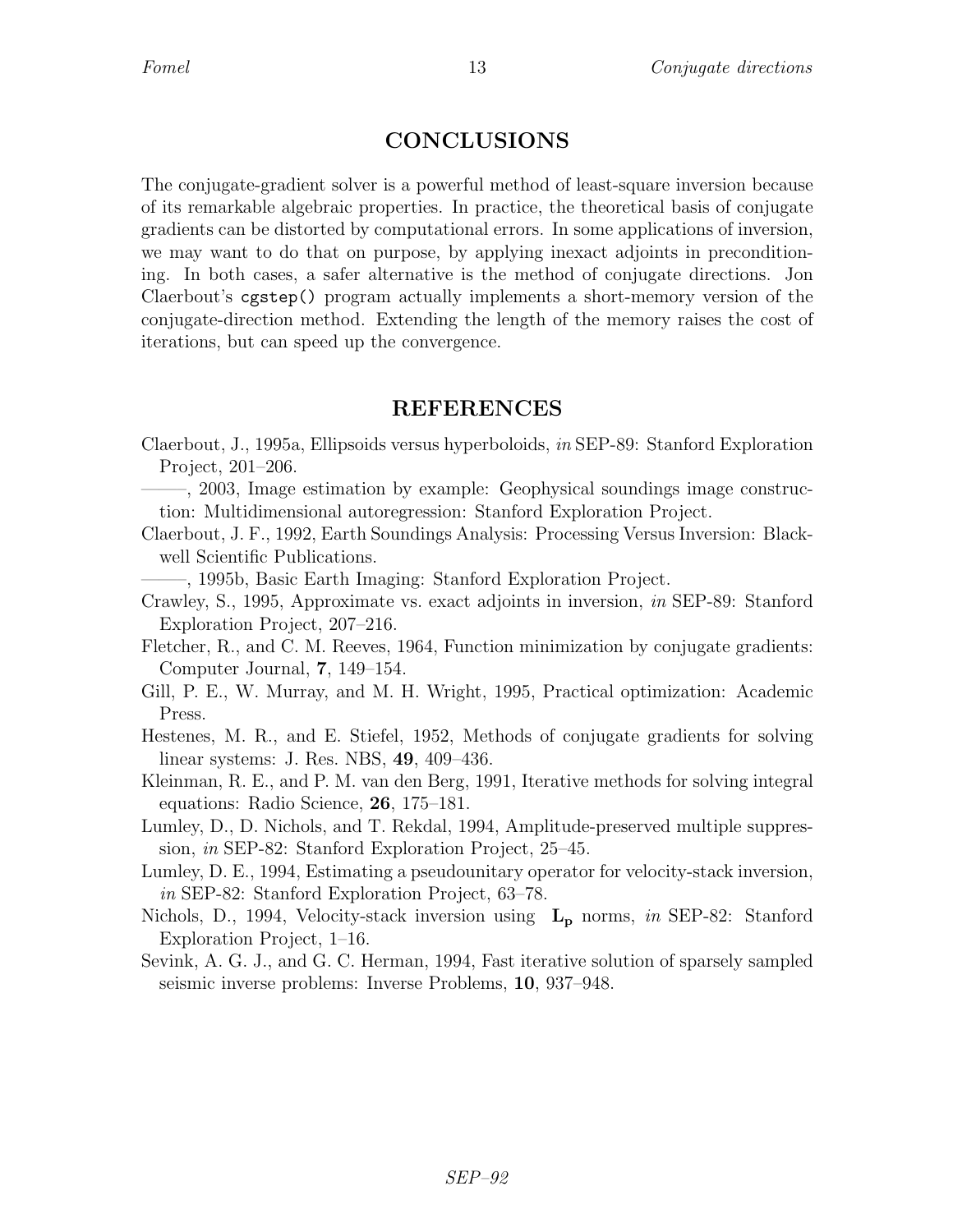## CONCLUSIONS

The conjugate-gradient solver is a powerful method of least-square inversion because of its remarkable algebraic properties. In practice, the theoretical basis of conjugate gradients can be distorted by computational errors. In some applications of inversion, we may want to do that on purpose, by applying inexact adjoints in preconditioning. In both cases, a safer alternative is the method of conjugate directions. Jon Claerbout's `cgstep()` program actually implements a short-memory version of the conjugate-direction method. Extending the length of the memory raises the cost of iterations, but can speed up the convergence.

## REFERENCES

Claerbout, J., 1995a, Ellipsoids versus hyperboloids, *in* SEP-89: Stanford Exploration Project, 201–206.

———, 2003, Image estimation by example: Geophysical soundings image construction: Multidimensional autoregression: Stanford Exploration Project.

Claerbout, J. F., 1992, Earth Soundings Analysis: Processing Versus Inversion: Blackwell Scientific Publications.

———, 1995b, Basic Earth Imaging: Stanford Exploration Project.

Crawley, S., 1995, Approximate vs. exact adjoints in inversion, *in* SEP-89: Stanford Exploration Project, 207–216.

Fletcher, R., and C. M. Reeves, 1964, Function minimization by conjugate gradients: Computer Journal, **7**, 149–154.

Gill, P. E., W. Murray, and M. H. Wright, 1995, Practical optimization: Academic Press.

Hestenes, M. R., and E. Stiefel, 1952, Methods of conjugate gradients for solving linear systems: J. Res. NBS, **49**, 409–436.

Kleinman, R. E., and P. M. van den Berg, 1991, Iterative methods for solving integral equations: Radio Science, **26**, 175–181.

Lumley, D., D. Nichols, and T. Rekdal, 1994, Amplitude-preserved multiple suppression, *in* SEP-82: Stanford Exploration Project, 25–45.

Lumley, D. E., 1994, Estimating a pseudounitary operator for velocity-stack inversion, *in* SEP-82: Stanford Exploration Project, 63–78.

Nichols, D., 1994, Velocity-stack inversion using $\mathbf{L_p}$ norms, *in* SEP-82: Stanford Exploration Project, 1–16.

Sevink, A. G. J., and G. C. Herman, 1994, Fast iterative solution of sparsely sampled seismic inverse problems: Inverse Problems, **10**, 937–948.